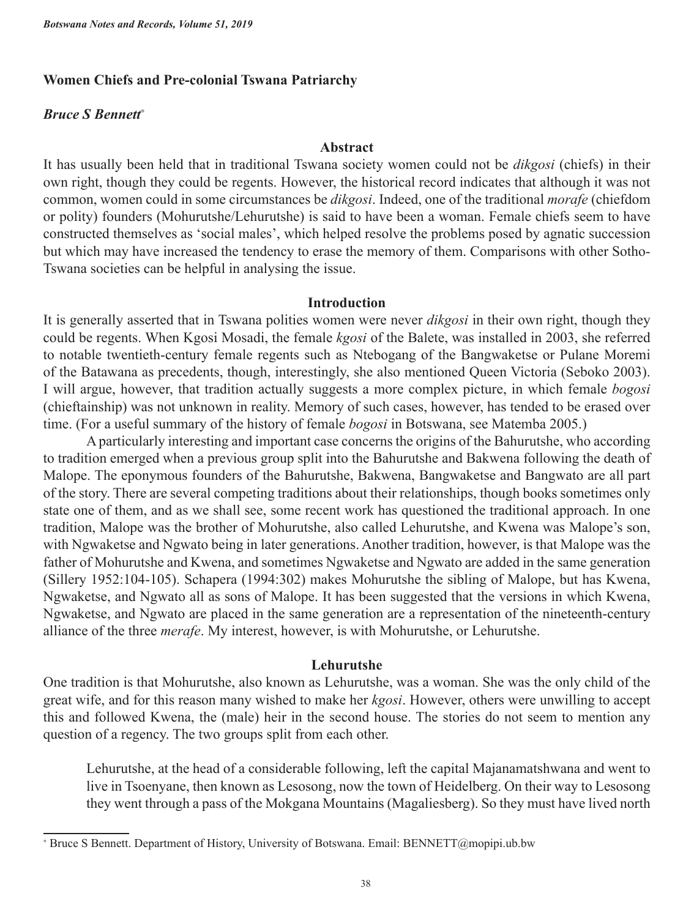# Women Chiefs and Pre-colonial Tswana Patriarchy

## *Bruce S Bennett*[*]

### Abstract

It has usually been held that in traditional Tswana society women could not be *dikgosi* (chiefs) in their own right, though they could be regents. However, the historical record indicates that although it was not common, women could in some circumstances be *dikgosi*. Indeed, one of the traditional *morafe* (chiefdom or polity) founders (Mohurutshe/Lehurutshe) is said to have been a woman. Female chiefs seem to have constructed themselves as 'social males', which helped resolve the problems posed by agnatic succession but which may have increased the tendency to erase the memory of them. Comparisons with other Sotho-Tswana societies can be helpful in analysing the issue.

### Introduction

It is generally asserted that in Tswana polities women were never *dikgosi* in their own right, though they could be regents. When Kgosi Mosadi, the female *kgosi* of the Balete, was installed in 2003, she referred to notable twentieth-century female regents such as Ntebogang of the Bangwaketse or Pulane Moremi of the Batawana as precedents, though, interestingly, she also mentioned Queen Victoria (Seboko 2003). I will argue, however, that tradition actually suggests a more complex picture, in which female *bogosi* (chieftainship) was not unknown in reality. Memory of such cases, however, has tended to be erased over time. (For a useful summary of the history of female *bogosi* in Botswana, see Matemba 2005.)

A particularly interesting and important case concerns the origins of the Bahurutshe, who according to tradition emerged when a previous group split into the Bahurutshe and Bakwena following the death of Malope. The eponymous founders of the Bahurutshe, Bakwena, Bangwaketse and Bangwato are all part of the story. There are several competing traditions about their relationships, though books sometimes only state one of them, and as we shall see, some recent work has questioned the traditional approach. In one tradition, Malope was the brother of Mohurutshe, also called Lehurutshe, and Kwena was Malope's son, with Ngwaketse and Ngwato being in later generations. Another tradition, however, is that Malope was the father of Mohurutshe and Kwena, and sometimes Ngwaketse and Ngwato are added in the same generation (Sillery 1952:104-105). Schapera (1994:302) makes Mohurutshe the sibling of Malope, but has Kwena, Ngwaketse, and Ngwato all as sons of Malope. It has been suggested that the versions in which Kwena, Ngwaketse, and Ngwato are placed in the same generation are a representation of the nineteenth-century alliance of the three *merafe*. My interest, however, is with Mohurutshe, or Lehurutshe.

### Lehurutshe

One tradition is that Mohurutshe, also known as Lehurutshe, was a woman. She was the only child of the great wife, and for this reason many wished to make her *kgosi*. However, others were unwilling to accept this and followed Kwena, the (male) heir in the second house. The stories do not seem to mention any question of a regency. The two groups split from each other.

> Lehurutshe, at the head of a considerable following, left the capital Majanamatshwana and went to live in Tsoenyane, then known as Lesosong, now the town of Heidelberg. On their way to Lesosong they went through a pass of the Mokgana Mountains (Magaliesberg). So they must have lived north

[*] Bruce S Bennett. Department of History, University of Botswana. Email: BENNETT@mopipi.ub.bw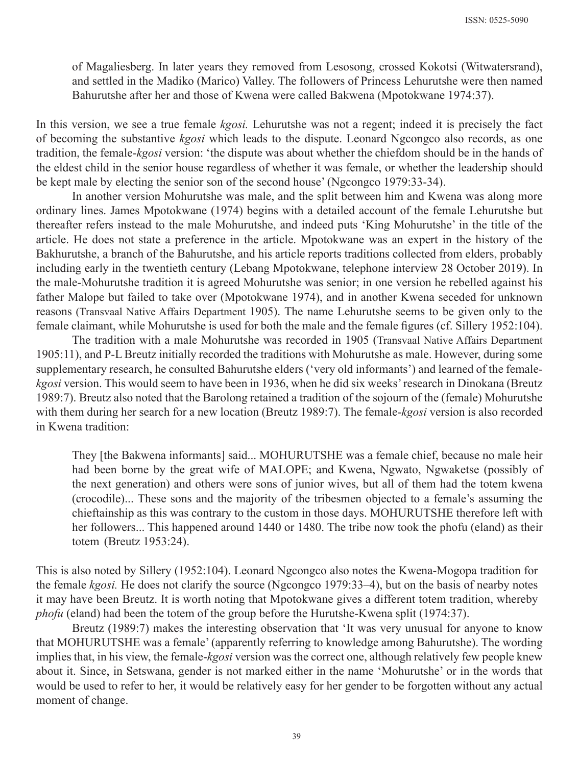> of Magaliesberg. In later years they removed from Lesosong, crossed Kokotsi (Witwatersrand), and settled in the Madiko (Marico) Valley. The followers of Princess Lehurutshe were then named Bahurutshe after her and those of Kwena were called Bakwena (Mpotokwane 1974:37).

In this version, we see a true female *kgosi.* Lehurutshe was not a regent; indeed it is precisely the fact of becoming the substantive *kgosi* which leads to the dispute. Leonard Ngcongco also records, as one tradition, the female-*kgosi* version: 'the dispute was about whether the chiefdom should be in the hands of the eldest child in the senior house regardless of whether it was female, or whether the leadership should be kept male by electing the senior son of the second house' (Ngcongco 1979:33-34).

In another version Mohurutshe was male, and the split between him and Kwena was along more ordinary lines. James Mpotokwane (1974) begins with a detailed account of the female Lehurutshe but thereafter refers instead to the male Mohurutshe, and indeed puts 'King Mohurutshe' in the title of the article. He does not state a preference in the article. Mpotokwane was an expert in the history of the Bakhurutshe, a branch of the Bahurutshe, and his article reports traditions collected from elders, probably including early in the twentieth century (Lebang Mpotokwane, telephone interview 28 October 2019). In the male-Mohurutshe tradition it is agreed Mohurutshe was senior; in one version he rebelled against his father Malope but failed to take over (Mpotokwane 1974), and in another Kwena seceded for unknown reasons (Transvaal Native Affairs Department 1905). The name Lehurutshe seems to be given only to the female claimant, while Mohurutshe is used for both the male and the female figures (cf. Sillery 1952:104).

The tradition with a male Mohurutshe was recorded in 1905 (Transvaal Native Affairs Department 1905:11), and P-L Breutz initially recorded the traditions with Mohurutshe as male. However, during some supplementary research, he consulted Bahurutshe elders ('very old informants') and learned of the female-*kgosi* version. This would seem to have been in 1936, when he did six weeks' research in Dinokana (Breutz 1989:7). Breutz also noted that the Barolong retained a tradition of the sojourn of the (female) Mohurutshe with them during her search for a new location (Breutz 1989:7). The female-*kgosi* version is also recorded in Kwena tradition:

> They [the Bakwena informants] said... MOHURUTSHE was a female chief, because no male heir had been borne by the great wife of MALOPE; and Kwena, Ngwato, Ngwaketse (possibly of the next generation) and others were sons of junior wives, but all of them had the totem kwena (crocodile)... These sons and the majority of the tribesmen objected to a female's assuming the chieftainship as this was contrary to the custom in those days. MOHURUTSHE therefore left with her followers... This happened around 1440 or 1480. The tribe now took the phofu (eland) as their totem (Breutz 1953:24).

This is also noted by Sillery (1952:104). Leonard Ngcongco also notes the Kwena-Mogopa tradition for the female *kgosi.* He does not clarify the source (Ngcongco 1979:33–4), but on the basis of nearby notes it may have been Breutz. It is worth noting that Mpotokwane gives a different totem tradition, whereby *phofu* (eland) had been the totem of the group before the Hurutshe-Kwena split (1974:37).

Breutz (1989:7) makes the interesting observation that 'It was very unusual for anyone to know that MOHURUTSHE was a female' (apparently referring to knowledge among Bahurutshe). The wording implies that, in his view, the female-*kgosi* version was the correct one, although relatively few people knew about it. Since, in Setswana, gender is not marked either in the name 'Mohurutshe' or in the words that would be used to refer to her, it would be relatively easy for her gender to be forgotten without any actual moment of change.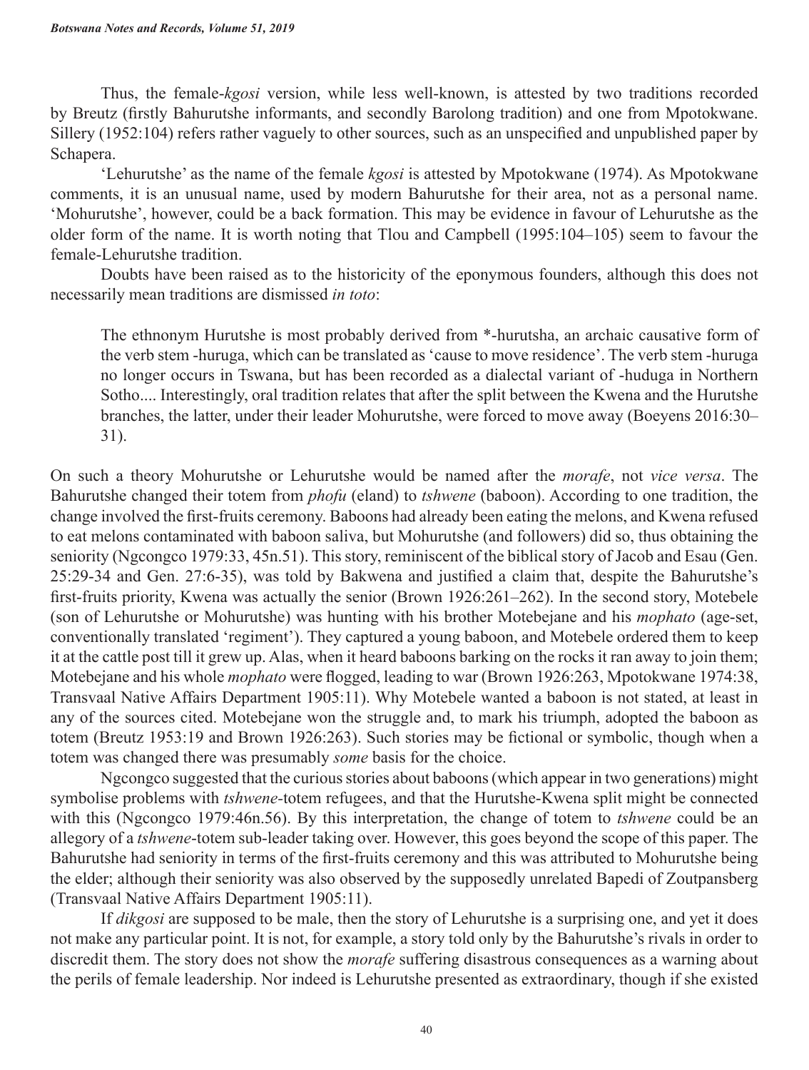Thus, the female-*kgosi* version, while less well-known, is attested by two traditions recorded by Breutz (firstly Bahurutshe informants, and secondly Barolong tradition) and one from Mpotokwane. Sillery (1952:104) refers rather vaguely to other sources, such as an unspecified and unpublished paper by Schapera.

'Lehurutshe' as the name of the female *kgosi* is attested by Mpotokwane (1974). As Mpotokwane comments, it is an unusual name, used by modern Bahurutshe for their area, not as a personal name. 'Mohurutshe', however, could be a back formation. This may be evidence in favour of Lehurutshe as the older form of the name. It is worth noting that Tlou and Campbell (1995:104–105) seem to favour the female-Lehurutshe tradition.

Doubts have been raised as to the historicity of the eponymous founders, although this does not necessarily mean traditions are dismissed *in toto*:

> The ethnonym Hurutshe is most probably derived from *-hurutsha, an archaic causative form of the verb stem -huruga, which can be translated as 'cause to move residence'. The verb stem -huruga no longer occurs in Tswana, but has been recorded as a dialectal variant of -huduga in Northern Sotho.... Interestingly, oral tradition relates that after the split between the Kwena and the Hurutshe branches, the latter, under their leader Mohurutshe, were forced to move away (Boeyens 2016:30–31).

On such a theory Mohurutshe or Lehurutshe would be named after the *morafe*, not *vice versa*. The Bahurutshe changed their totem from *phofu* (eland) to *tshwene* (baboon). According to one tradition, the change involved the first-fruits ceremony. Baboons had already been eating the melons, and Kwena refused to eat melons contaminated with baboon saliva, but Mohurutshe (and followers) did so, thus obtaining the seniority (Ngcongco 1979:33, 45n.51). This story, reminiscent of the biblical story of Jacob and Esau (Gen. 25:29-34 and Gen. 27:6-35), was told by Bakwena and justified a claim that, despite the Bahurutshe's first-fruits priority, Kwena was actually the senior (Brown 1926:261–262). In the second story, Motebele (son of Lehurutshe or Mohurutshe) was hunting with his brother Motebejane and his *mophato* (age-set, conventionally translated 'regiment'). They captured a young baboon, and Motebele ordered them to keep it at the cattle post till it grew up. Alas, when it heard baboons barking on the rocks it ran away to join them; Motebejane and his whole *mophato* were flogged, leading to war (Brown 1926:263, Mpotokwane 1974:38, Transvaal Native Affairs Department 1905:11). Why Motebele wanted a baboon is not stated, at least in any of the sources cited. Motebejane won the struggle and, to mark his triumph, adopted the baboon as totem (Breutz 1953:19 and Brown 1926:263). Such stories may be fictional or symbolic, though when a totem was changed there was presumably *some* basis for the choice.

Ngcongco suggested that the curious stories about baboons (which appear in two generations) might symbolise problems with *tshwene*-totem refugees, and that the Hurutshe-Kwena split might be connected with this (Ngcongco 1979:46n.56). By this interpretation, the change of totem to *tshwene* could be an allegory of a *tshwene*-totem sub-leader taking over. However, this goes beyond the scope of this paper. The Bahurutshe had seniority in terms of the first-fruits ceremony and this was attributed to Mohurutshe being the elder; although their seniority was also observed by the supposedly unrelated Bapedi of Zoutpansberg (Transvaal Native Affairs Department 1905:11).

If *dikgosi* are supposed to be male, then the story of Lehurutshe is a surprising one, and yet it does not make any particular point. It is not, for example, a story told only by the Bahurutshe's rivals in order to discredit them. The story does not show the *morafe* suffering disastrous consequences as a warning about the perils of female leadership. Nor indeed is Lehurutshe presented as extraordinary, though if she existed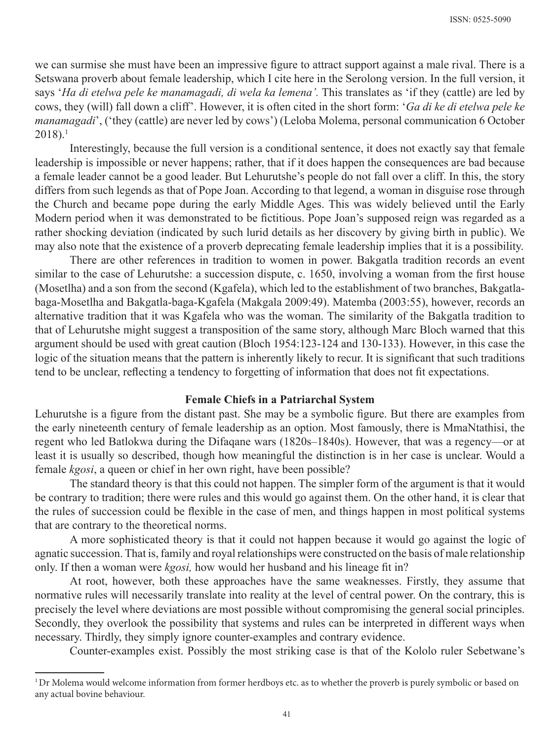we can surmise she must have been an impressive figure to attract support against a male rival. There is a Setswana proverb about female leadership, which I cite here in the Serolong version. In the full version, it says '*Ha di etelwa pele ke manamagadi, di wela ka lemena'.* This translates as 'if they (cattle) are led by cows, they (will) fall down a cliff'. However, it is often cited in the short form: '*Ga di ke di etelwa pele ke manamagadi*', ('they (cattle) are never led by cows') (Leloba Molema, personal communication 6 October 2018).[1]

Interestingly, because the full version is a conditional sentence, it does not exactly say that female leadership is impossible or never happens; rather, that if it does happen the consequences are bad because a female leader cannot be a good leader. But Lehurutshe's people do not fall over a cliff. In this, the story differs from such legends as that of Pope Joan. According to that legend, a woman in disguise rose through the Church and became pope during the early Middle Ages. This was widely believed until the Early Modern period when it was demonstrated to be fictitious. Pope Joan's supposed reign was regarded as a rather shocking deviation (indicated by such lurid details as her discovery by giving birth in public). We may also note that the existence of a proverb deprecating female leadership implies that it is a possibility.

There are other references in tradition to women in power. Bakgatla tradition records an event similar to the case of Lehurutshe: a succession dispute, c. 1650, involving a woman from the first house (Mosetlha) and a son from the second (Kgafela), which led to the establishment of two branches, Bakgatla-baga-Mosetlha and Bakgatla-baga-Kgafela (Makgala 2009:49). Matemba (2003:55), however, records an alternative tradition that it was Kgafela who was the woman. The similarity of the Bakgatla tradition to that of Lehurutshe might suggest a transposition of the same story, although Marc Bloch warned that this argument should be used with great caution (Bloch 1954:123-124 and 130-133). However, in this case the logic of the situation means that the pattern is inherently likely to recur. It is significant that such traditions tend to be unclear, reflecting a tendency to forgetting of information that does not fit expectations.

## Female Chiefs in a Patriarchal System

Lehurutshe is a figure from the distant past. She may be a symbolic figure. But there are examples from the early nineteenth century of female leadership as an option. Most famously, there is MmaNtathisi, the regent who led Batlokwa during the Difaqane wars (1820s–1840s). However, that was a regency—or at least it is usually so described, though how meaningful the distinction is in her case is unclear. Would a female *kgosi*, a queen or chief in her own right, have been possible?

The standard theory is that this could not happen. The simpler form of the argument is that it would be contrary to tradition; there were rules and this would go against them. On the other hand, it is clear that the rules of succession could be flexible in the case of men, and things happen in most political systems that are contrary to the theoretical norms.

A more sophisticated theory is that it could not happen because it would go against the logic of agnatic succession. That is, family and royal relationships were constructed on the basis of male relationship only. If then a woman were *kgosi,* how would her husband and his lineage fit in?

At root, however, both these approaches have the same weaknesses. Firstly, they assume that normative rules will necessarily translate into reality at the level of central power. On the contrary, this is precisely the level where deviations are most possible without compromising the general social principles. Secondly, they overlook the possibility that systems and rules can be interpreted in different ways when necessary. Thirdly, they simply ignore counter-examples and contrary evidence.

Counter-examples exist. Possibly the most striking case is that of the Kololo ruler Sebetwane's

[1] Dr Molema would welcome information from former herdboys etc. as to whether the proverb is purely symbolic or based on any actual bovine behaviour.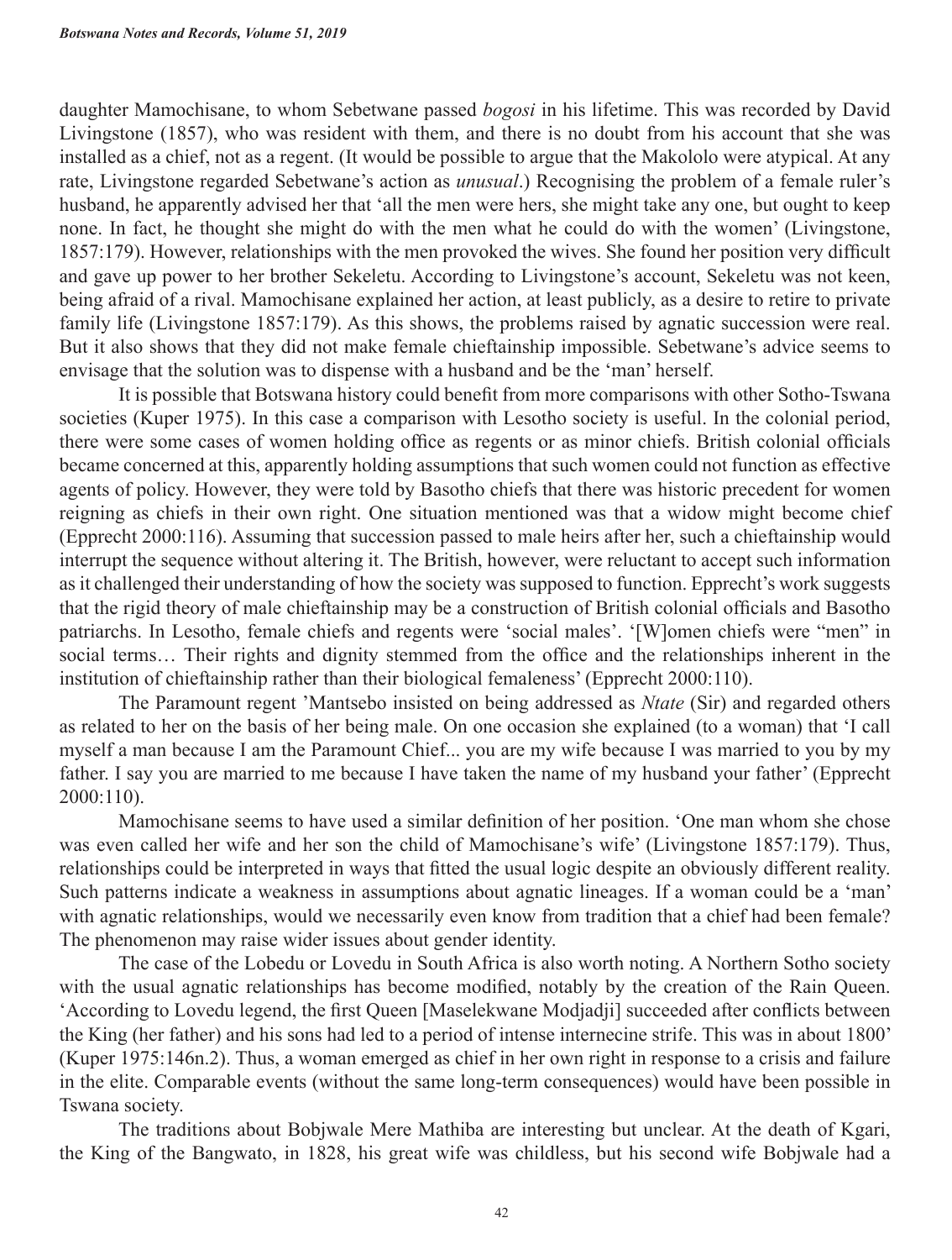daughter Mamochisane, to whom Sebetwane passed *bogosi* in his lifetime. This was recorded by David Livingstone (1857), who was resident with them, and there is no doubt from his account that she was installed as a chief, not as a regent. (It would be possible to argue that the Makololo were atypical. At any rate, Livingstone regarded Sebetwane's action as *unusual*.) Recognising the problem of a female ruler's husband, he apparently advised her that 'all the men were hers, she might take any one, but ought to keep none. In fact, he thought she might do with the men what he could do with the women' (Livingstone, 1857:179). However, relationships with the men provoked the wives. She found her position very difficult and gave up power to her brother Sekeletu. According to Livingstone's account, Sekeletu was not keen, being afraid of a rival. Mamochisane explained her action, at least publicly, as a desire to retire to private family life (Livingstone 1857:179). As this shows, the problems raised by agnatic succession were real. But it also shows that they did not make female chieftainship impossible. Sebetwane's advice seems to envisage that the solution was to dispense with a husband and be the 'man' herself.

It is possible that Botswana history could benefit from more comparisons with other Sotho-Tswana societies (Kuper 1975). In this case a comparison with Lesotho society is useful. In the colonial period, there were some cases of women holding office as regents or as minor chiefs. British colonial officials became concerned at this, apparently holding assumptions that such women could not function as effective agents of policy. However, they were told by Basotho chiefs that there was historic precedent for women reigning as chiefs in their own right. One situation mentioned was that a widow might become chief (Epprecht 2000:116). Assuming that succession passed to male heirs after her, such a chieftainship would interrupt the sequence without altering it. The British, however, were reluctant to accept such information as it challenged their understanding of how the society was supposed to function. Epprecht's work suggests that the rigid theory of male chieftainship may be a construction of British colonial officials and Basotho patriarchs. In Lesotho, female chiefs and regents were 'social males'. '[W]omen chiefs were "men" in social terms… Their rights and dignity stemmed from the office and the relationships inherent in the institution of chieftainship rather than their biological femaleness' (Epprecht 2000:110).

The Paramount regent 'Mantsebo insisted on being addressed as *Ntate* (Sir) and regarded others as related to her on the basis of her being male. On one occasion she explained (to a woman) that 'I call myself a man because I am the Paramount Chief... you are my wife because I was married to you by my father. I say you are married to me because I have taken the name of my husband your father' (Epprecht 2000:110).

Mamochisane seems to have used a similar definition of her position. 'One man whom she chose was even called her wife and her son the child of Mamochisane's wife' (Livingstone 1857:179). Thus, relationships could be interpreted in ways that fitted the usual logic despite an obviously different reality. Such patterns indicate a weakness in assumptions about agnatic lineages. If a woman could be a 'man' with agnatic relationships, would we necessarily even know from tradition that a chief had been female? The phenomenon may raise wider issues about gender identity.

The case of the Lobedu or Lovedu in South Africa is also worth noting. A Northern Sotho society with the usual agnatic relationships has become modified, notably by the creation of the Rain Queen. 'According to Lovedu legend, the first Queen [Maselekwane Modjadji] succeeded after conflicts between the King (her father) and his sons had led to a period of intense internecine strife. This was in about 1800' (Kuper 1975:146n.2). Thus, a woman emerged as chief in her own right in response to a crisis and failure in the elite. Comparable events (without the same long-term consequences) would have been possible in Tswana society.

The traditions about Bobjwale Mere Mathiba are interesting but unclear. At the death of Kgari, the King of the Bangwato, in 1828, his great wife was childless, but his second wife Bobjwale had a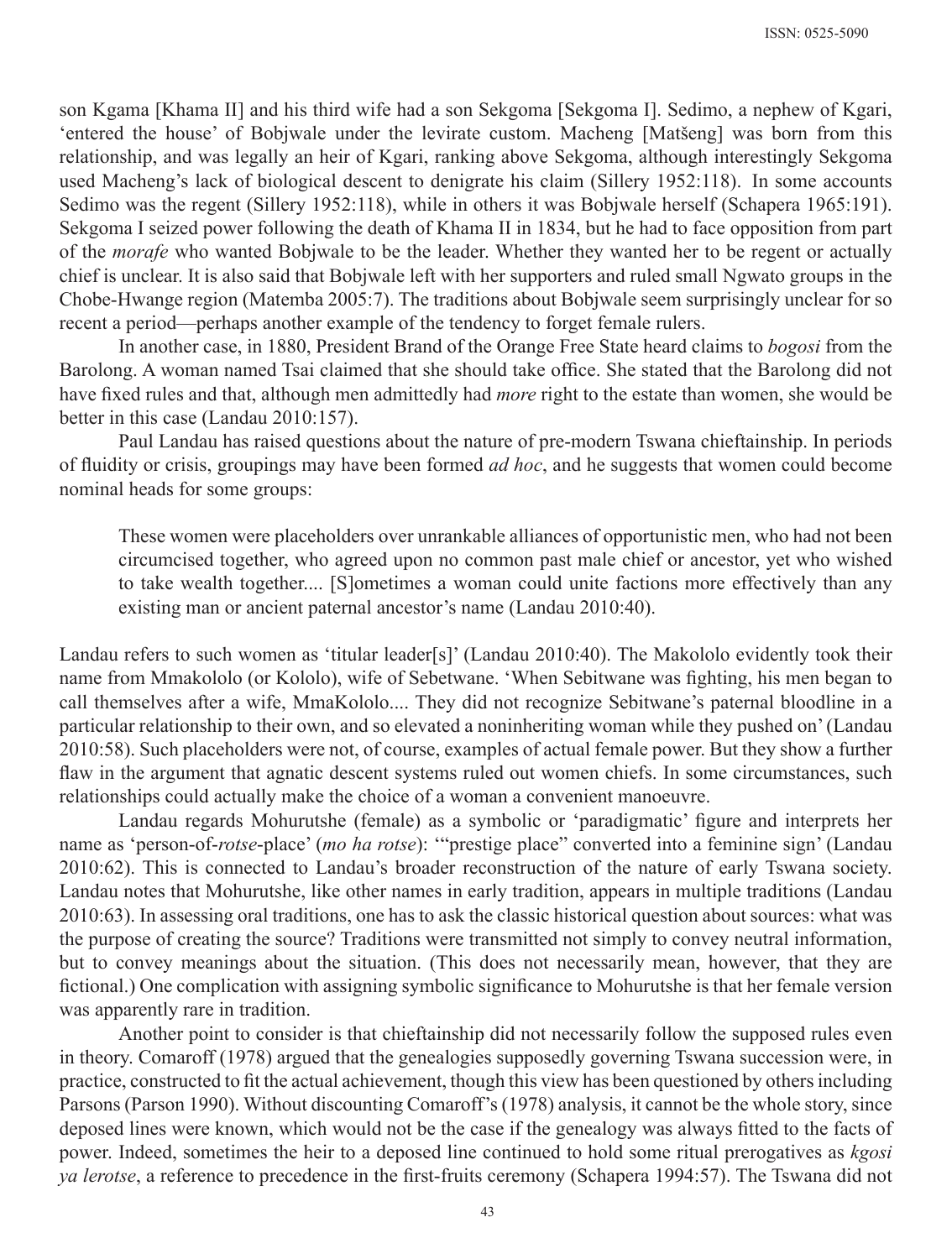son Kgama [Khama II] and his third wife had a son Sekgoma [Sekgoma I]. Sedimo, a nephew of Kgari, 'entered the house' of Bobjwale under the levirate custom. Macheng [Matšeng] was born from this relationship, and was legally an heir of Kgari, ranking above Sekgoma, although interestingly Sekgoma used Macheng's lack of biological descent to denigrate his claim (Sillery 1952:118). In some accounts Sedimo was the regent (Sillery 1952:118), while in others it was Bobjwale herself (Schapera 1965:191). Sekgoma I seized power following the death of Khama II in 1834, but he had to face opposition from part of the *morafe* who wanted Bobjwale to be the leader. Whether they wanted her to be regent or actually chief is unclear. It is also said that Bobjwale left with her supporters and ruled small Ngwato groups in the Chobe-Hwange region (Matemba 2005:7). The traditions about Bobjwale seem surprisingly unclear for so recent a period—perhaps another example of the tendency to forget female rulers.

In another case, in 1880, President Brand of the Orange Free State heard claims to *bogosi* from the Barolong. A woman named Tsai claimed that she should take office. She stated that the Barolong did not have fixed rules and that, although men admittedly had *more* right to the estate than women, she would be better in this case (Landau 2010:157).

Paul Landau has raised questions about the nature of pre-modern Tswana chieftainship. In periods of fluidity or crisis, groupings may have been formed *ad hoc*, and he suggests that women could become nominal heads for some groups:

> These women were placeholders over unrankable alliances of opportunistic men, who had not been circumcised together, who agreed upon no common past male chief or ancestor, yet who wished to take wealth together.... [S]ometimes a woman could unite factions more effectively than any existing man or ancient paternal ancestor's name (Landau 2010:40).

Landau refers to such women as 'titular leader[s]' (Landau 2010:40). The Makololo evidently took their name from Mmakololo (or Kololo), wife of Sebetwane. 'When Sebitwane was fighting, his men began to call themselves after a wife, MmaKololo.... They did not recognize Sebitwane's paternal bloodline in a particular relationship to their own, and so elevated a noninheriting woman while they pushed on' (Landau 2010:58). Such placeholders were not, of course, examples of actual female power. But they show a further flaw in the argument that agnatic descent systems ruled out women chiefs. In some circumstances, such relationships could actually make the choice of a woman a convenient manoeuvre.

Landau regards Mohurutshe (female) as a symbolic or 'paradigmatic' figure and interprets her name as 'person-of-*rotse*-place' (*mo ha rotse*): '"prestige place" converted into a feminine sign' (Landau 2010:62). This is connected to Landau's broader reconstruction of the nature of early Tswana society. Landau notes that Mohurutshe, like other names in early tradition, appears in multiple traditions (Landau 2010:63). In assessing oral traditions, one has to ask the classic historical question about sources: what was the purpose of creating the source? Traditions were transmitted not simply to convey neutral information, but to convey meanings about the situation. (This does not necessarily mean, however, that they are fictional.) One complication with assigning symbolic significance to Mohurutshe is that her female version was apparently rare in tradition.

Another point to consider is that chieftainship did not necessarily follow the supposed rules even in theory. Comaroff (1978) argued that the genealogies supposedly governing Tswana succession were, in practice, constructed to fit the actual achievement, though this view has been questioned by others including Parsons (Parson 1990). Without discounting Comaroff's (1978) analysis, it cannot be the whole story, since deposed lines were known, which would not be the case if the genealogy was always fitted to the facts of power. Indeed, sometimes the heir to a deposed line continued to hold some ritual prerogatives as *kgosi ya lerotse*, a reference to precedence in the first-fruits ceremony (Schapera 1994:57). The Tswana did not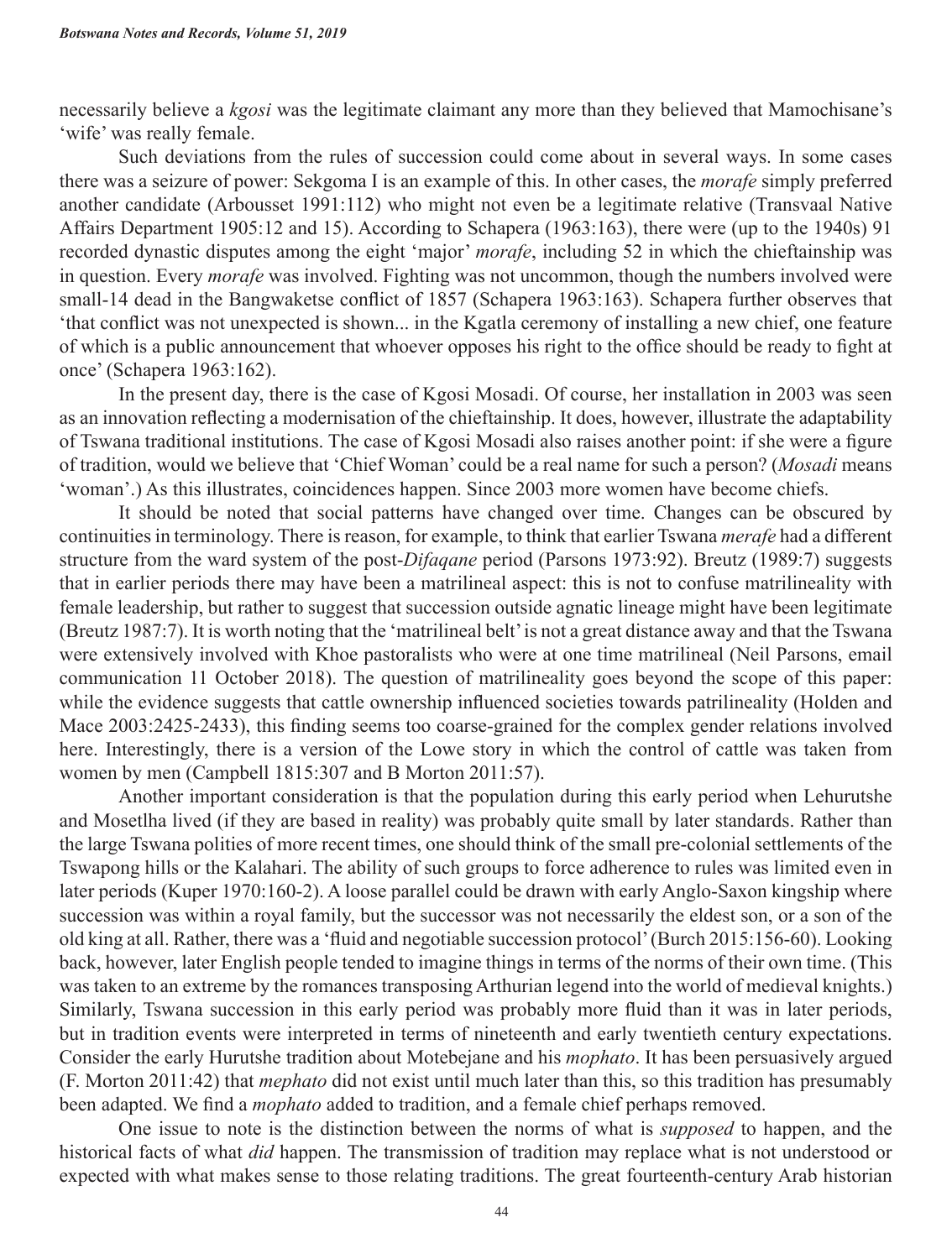necessarily believe a *kgosi* was the legitimate claimant any more than they believed that Mamochisane's 'wife' was really female.

Such deviations from the rules of succession could come about in several ways. In some cases there was a seizure of power: Sekgoma I is an example of this. In other cases, the *morafe* simply preferred another candidate (Arbousset 1991:112) who might not even be a legitimate relative (Transvaal Native Affairs Department 1905:12 and 15). According to Schapera (1963:163), there were (up to the 1940s) 91 recorded dynastic disputes among the eight 'major' *morafe*, including 52 in which the chieftainship was in question. Every *morafe* was involved. Fighting was not uncommon, though the numbers involved were small-14 dead in the Bangwaketse conflict of 1857 (Schapera 1963:163). Schapera further observes that 'that conflict was not unexpected is shown... in the Kgatla ceremony of installing a new chief, one feature of which is a public announcement that whoever opposes his right to the office should be ready to fight at once' (Schapera 1963:162).

In the present day, there is the case of Kgosi Mosadi. Of course, her installation in 2003 was seen as an innovation reflecting a modernisation of the chieftainship. It does, however, illustrate the adaptability of Tswana traditional institutions. The case of Kgosi Mosadi also raises another point: if she were a figure of tradition, would we believe that 'Chief Woman' could be a real name for such a person? (*Mosadi* means 'woman'.) As this illustrates, coincidences happen. Since 2003 more women have become chiefs.

It should be noted that social patterns have changed over time. Changes can be obscured by continuities in terminology. There is reason, for example, to think that earlier Tswana *merafe* had a different structure from the ward system of the post-*Difaqane* period (Parsons 1973:92). Breutz (1989:7) suggests that in earlier periods there may have been a matrilineal aspect: this is not to confuse matrilineality with female leadership, but rather to suggest that succession outside agnatic lineage might have been legitimate (Breutz 1987:7). It is worth noting that the 'matrilineal belt' is not a great distance away and that the Tswana were extensively involved with Khoe pastoralists who were at one time matrilineal (Neil Parsons, email communication 11 October 2018). The question of matrilineality goes beyond the scope of this paper: while the evidence suggests that cattle ownership influenced societies towards patrilineality (Holden and Mace 2003:2425-2433), this finding seems too coarse-grained for the complex gender relations involved here. Interestingly, there is a version of the Lowe story in which the control of cattle was taken from women by men (Campbell 1815:307 and B Morton 2011:57).

Another important consideration is that the population during this early period when Lehurutshe and Mosetlha lived (if they are based in reality) was probably quite small by later standards. Rather than the large Tswana polities of more recent times, one should think of the small pre-colonial settlements of the Tswapong hills or the Kalahari. The ability of such groups to force adherence to rules was limited even in later periods (Kuper 1970:160-2). A loose parallel could be drawn with early Anglo-Saxon kingship where succession was within a royal family, but the successor was not necessarily the eldest son, or a son of the old king at all. Rather, there was a 'fluid and negotiable succession protocol' (Burch 2015:156-60). Looking back, however, later English people tended to imagine things in terms of the norms of their own time. (This was taken to an extreme by the romances transposing Arthurian legend into the world of medieval knights.) Similarly, Tswana succession in this early period was probably more fluid than it was in later periods, but in tradition events were interpreted in terms of nineteenth and early twentieth century expectations. Consider the early Hurutshe tradition about Motebejane and his *mophato*. It has been persuasively argued (F. Morton 2011:42) that *mephato* did not exist until much later than this, so this tradition has presumably been adapted. We find a *mophato* added to tradition, and a female chief perhaps removed.

One issue to note is the distinction between the norms of what is *supposed* to happen, and the historical facts of what *did* happen. The transmission of tradition may replace what is not understood or expected with what makes sense to those relating traditions. The great fourteenth-century Arab historian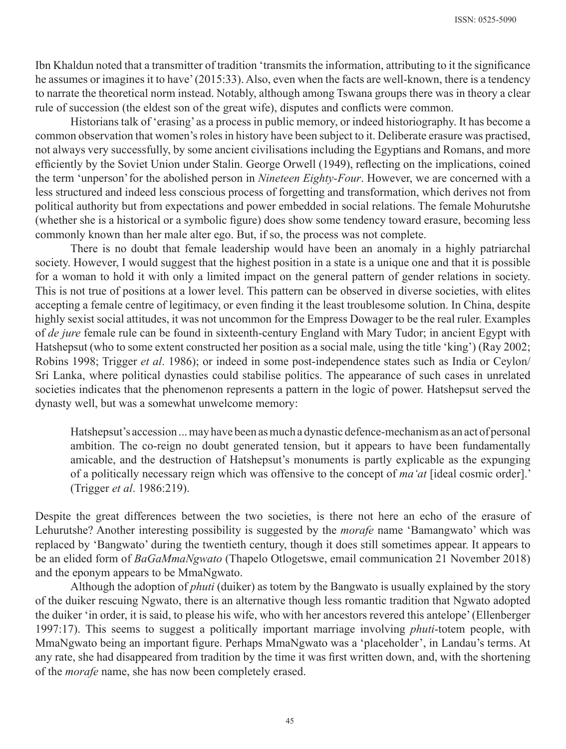Ibn Khaldun noted that a transmitter of tradition 'transmits the information, attributing to it the significance he assumes or imagines it to have' (2015:33). Also, even when the facts are well-known, there is a tendency to narrate the theoretical norm instead. Notably, although among Tswana groups there was in theory a clear rule of succession (the eldest son of the great wife), disputes and conflicts were common.

Historians talk of 'erasing' as a process in public memory, or indeed historiography. It has become a common observation that women's roles in history have been subject to it. Deliberate erasure was practised, not always very successfully, by some ancient civilisations including the Egyptians and Romans, and more efficiently by the Soviet Union under Stalin. George Orwell (1949), reflecting on the implications, coined the term 'unperson' for the abolished person in *Nineteen Eighty-Four*. However, we are concerned with a less structured and indeed less conscious process of forgetting and transformation, which derives not from political authority but from expectations and power embedded in social relations. The female Mohurutshe (whether she is a historical or a symbolic figure) does show some tendency toward erasure, becoming less commonly known than her male alter ego. But, if so, the process was not complete.

There is no doubt that female leadership would have been an anomaly in a highly patriarchal society. However, I would suggest that the highest position in a state is a unique one and that it is possible for a woman to hold it with only a limited impact on the general pattern of gender relations in society. This is not true of positions at a lower level. This pattern can be observed in diverse societies, with elites accepting a female centre of legitimacy, or even finding it the least troublesome solution. In China, despite highly sexist social attitudes, it was not uncommon for the Empress Dowager to be the real ruler. Examples of *de jure* female rule can be found in sixteenth-century England with Mary Tudor; in ancient Egypt with Hatshepsut (who to some extent constructed her position as a social male, using the title 'king') (Ray 2002; Robins 1998; Trigger *et al*. 1986); or indeed in some post-independence states such as India or Ceylon/Sri Lanka, where political dynasties could stabilise politics. The appearance of such cases in unrelated societies indicates that the phenomenon represents a pattern in the logic of power. Hatshepsut served the dynasty well, but was a somewhat unwelcome memory:

> Hatshepsut's accession ... may have been as much a dynastic defence-mechanism as an act of personal ambition. The co-reign no doubt generated tension, but it appears to have been fundamentally amicable, and the destruction of Hatshepsut's monuments is partly explicable as the expunging of a politically necessary reign which was offensive to the concept of *ma'at* [ideal cosmic order].' (Trigger *et al*. 1986:219).

Despite the great differences between the two societies, is there not here an echo of the erasure of Lehurutshe? Another interesting possibility is suggested by the *morafe* name 'Bamangwato' which was replaced by 'Bangwato' during the twentieth century, though it does still sometimes appear. It appears to be an elided form of *BaGaMmaNgwato* (Thapelo Otlogetswe, email communication 21 November 2018) and the eponym appears to be MmaNgwato.

Although the adoption of *phuti* (duiker) as totem by the Bangwato is usually explained by the story of the duiker rescuing Ngwato, there is an alternative though less romantic tradition that Ngwato adopted the duiker 'in order, it is said, to please his wife, who with her ancestors revered this antelope' (Ellenberger 1997:17). This seems to suggest a politically important marriage involving *phuti*-totem people, with MmaNgwato being an important figure. Perhaps MmaNgwato was a 'placeholder', in Landau's terms. At any rate, she had disappeared from tradition by the time it was first written down, and, with the shortening of the *morafe* name, she has now been completely erased.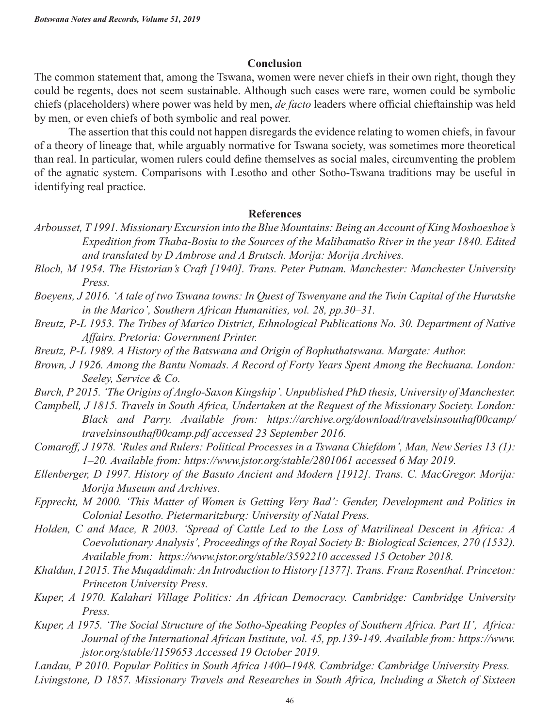## Conclusion

The common statement that, among the Tswana, women were never chiefs in their own right, though they could be regents, does not seem sustainable. Although such cases were rare, women could be symbolic chiefs (placeholders) where power was held by men, *de facto* leaders where official chieftainship was held by men, or even chiefs of both symbolic and real power.

The assertion that this could not happen disregards the evidence relating to women chiefs, in favour of a theory of lineage that, while arguably normative for Tswana society, was sometimes more theoretical than real. In particular, women rulers could define themselves as social males, circumventing the problem of the agnatic system. Comparisons with Lesotho and other Sotho-Tswana traditions may be useful in identifying real practice.

## References

*Arbousset, T 1991. Missionary Excursion into the Blue Mountains: Being an Account of King Moshoeshoe's Expedition from Thaba-Bosiu to the Sources of the Malibamatšo River in the year 1840. Edited and translated by D Ambrose and A Brutsch. Morija: Morija Archives.*

*Bloch, M 1954. The Historian's Craft [1940]. Trans. Peter Putnam. Manchester: Manchester University Press.*

*Boeyens, J 2016. 'A tale of two Tswana towns: In Quest of Tswenyane and the Twin Capital of the Hurutshe in the Marico', Southern African Humanities, vol. 28, pp.30–31.*

*Breutz, P-L 1953. The Tribes of Marico District, Ethnological Publications No. 30. Department of Native Affairs. Pretoria: Government Printer.*

*Breutz, P-L 1989. A History of the Batswana and Origin of Bophuthatswana. Margate: Author.*

*Brown, J 1926. Among the Bantu Nomads. A Record of Forty Years Spent Among the Bechuana. London: Seeley, Service & Co.*

*Burch, P 2015. 'The Origins of Anglo-Saxon Kingship'. Unpublished PhD thesis, University of Manchester.*

*Campbell, J 1815. Travels in South Africa, Undertaken at the Request of the Missionary Society. London: Black and Parry. Available from: https://archive.org/download/travelsinsouthaf00camp/travelsinsouthaf00camp.pdf accessed 23 September 2016.*

*Comaroff, J 1978. 'Rules and Rulers: Political Processes in a Tswana Chiefdom', Man, New Series 13 (1): 1–20. Available from: https://www.jstor.org/stable/2801061 accessed 6 May 2019.*

*Ellenberger, D 1997. History of the Basuto Ancient and Modern [1912]. Trans. C. MacGregor. Morija: Morija Museum and Archives.*

*Epprecht, M 2000. 'This Matter of Women is Getting Very Bad': Gender, Development and Politics in Colonial Lesotho. Pietermaritzburg: University of Natal Press.*

*Holden, C and Mace, R 2003. 'Spread of Cattle Led to the Loss of Matrilineal Descent in Africa: A Coevolutionary Analysis', Proceedings of the Royal Society B: Biological Sciences, 270 (1532). Available from: https://www.jstor.org/stable/3592210 accessed 15 October 2018.*

*Khaldun, I 2015. The Muqaddimah: An Introduction to History [1377]. Trans. Franz Rosenthal. Princeton: Princeton University Press.*

*Kuper, A 1970. Kalahari Village Politics: An African Democracy. Cambridge: Cambridge University Press.*

*Kuper, A 1975. 'The Social Structure of the Sotho-Speaking Peoples of Southern Africa. Part II', Africa: Journal of the International African Institute, vol. 45, pp.139-149. Available from: https://www.jstor.org/stable/1159653 Accessed 19 October 2019.*

*Landau, P 2010. Popular Politics in South Africa 1400–1948. Cambridge: Cambridge University Press.*

*Livingstone, D 1857. Missionary Travels and Researches in South Africa, Including a Sketch of Sixteen*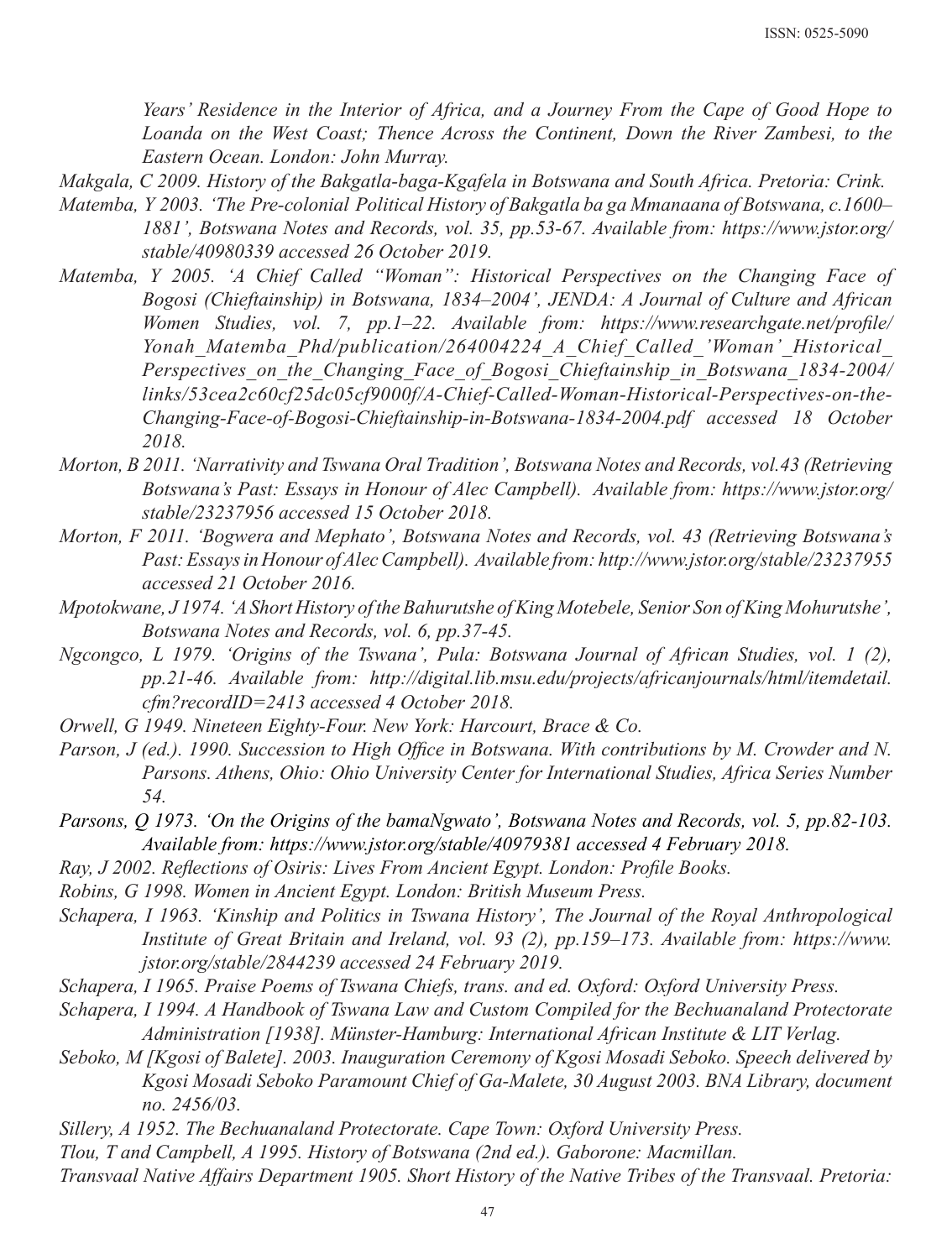*Years' Residence in the Interior of Africa, and a Journey From the Cape of Good Hope to Loanda on the West Coast; Thence Across the Continent, Down the River Zambesi, to the Eastern Ocean. London: John Murray.*

*Makgala, C 2009. History of the Bakgatla-baga-Kgafela in Botswana and South Africa. Pretoria: Crink.*

*Matemba, Y 2003. 'The Pre-colonial Political History of Bakgatla ba ga Mmanaana of Botswana, c.1600–1881', Botswana Notes and Records, vol. 35, pp.53-67. Available from: https://www.jstor.org/stable/40980339 accessed 26 October 2019.*

*Matemba, Y 2005. 'A Chief Called "Woman": Historical Perspectives on the Changing Face of Bogosi (Chieftainship) in Botswana, 1834–2004', JENDA: A Journal of Culture and African Women Studies, vol. 7, pp.1–22. Available from: https://www.researchgate.net/profile/Yonah_Matemba_Phd/publication/264004224_A_Chief_Called_'Woman'_Historical_Perspectives_on_the_Changing_Face_of_Bogosi_Chieftainship_in_Botswana_1834-2004/links/53cea2c60cf25dc05cf9000f/A-Chief-Called-Woman-Historical-Perspectives-on-the-Changing-Face-of-Bogosi-Chieftainship-in-Botswana-1834-2004.pdf accessed 18 October 2018.*

*Morton, B 2011. 'Narrativity and Tswana Oral Tradition', Botswana Notes and Records, vol.43 (Retrieving Botswana's Past: Essays in Honour of Alec Campbell). Available from: https://www.jstor.org/stable/23237956 accessed 15 October 2018.*

*Morton, F 2011. 'Bogwera and Mephato', Botswana Notes and Records, vol. 43 (Retrieving Botswana's Past: Essays in Honour of Alec Campbell). Available from: http://www.jstor.org/stable/23237955 accessed 21 October 2016.*

*Mpotokwane, J 1974. 'A Short History of the Bahurutshe of King Motebele, Senior Son of King Mohurutshe', Botswana Notes and Records, vol. 6, pp.37-45.*

*Ngcongco, L 1979. 'Origins of the Tswana', Pula: Botswana Journal of African Studies, vol. 1 (2), pp.21-46. Available from: http://digital.lib.msu.edu/projects/africanjournals/html/itemdetail.cfm?recordID=2413 accessed 4 October 2018.*

*Orwell, G 1949. Nineteen Eighty-Four. New York: Harcourt, Brace & Co.*

*Parson, J (ed.). 1990. Succession to High Office in Botswana. With contributions by M. Crowder and N. Parsons. Athens, Ohio: Ohio University Center for International Studies, Africa Series Number 54.*

*Parsons, Q 1973. 'On the Origins of the bamaNgwato', Botswana Notes and Records, vol. 5, pp.82-103. Available from: https://www.jstor.org/stable/40979381 accessed 4 February 2018.*

*Ray, J 2002. Reflections of Osiris: Lives From Ancient Egypt. London: Profile Books.*

*Robins, G 1998. Women in Ancient Egypt. London: British Museum Press.*

*Schapera, I 1963. 'Kinship and Politics in Tswana History', The Journal of the Royal Anthropological Institute of Great Britain and Ireland, vol. 93 (2), pp.159–173. Available from: https://www.jstor.org/stable/2844239 accessed 24 February 2019.*

*Schapera, I 1965. Praise Poems of Tswana Chiefs, trans. and ed. Oxford: Oxford University Press.*

*Schapera, I 1994. A Handbook of Tswana Law and Custom Compiled for the Bechuanaland Protectorate Administration [1938]. Münster-Hamburg: International African Institute & LIT Verlag.*

*Seboko, M [Kgosi of Balete]. 2003. Inauguration Ceremony of Kgosi Mosadi Seboko. Speech delivered by Kgosi Mosadi Seboko Paramount Chief of Ga-Malete, 30 August 2003. BNA Library, document no. 2456/03.*

*Sillery, A 1952. The Bechuanaland Protectorate. Cape Town: Oxford University Press.*

*Tlou, T and Campbell, A 1995. History of Botswana (2nd ed.). Gaborone: Macmillan.*

*Transvaal Native Affairs Department 1905. Short History of the Native Tribes of the Transvaal. Pretoria:*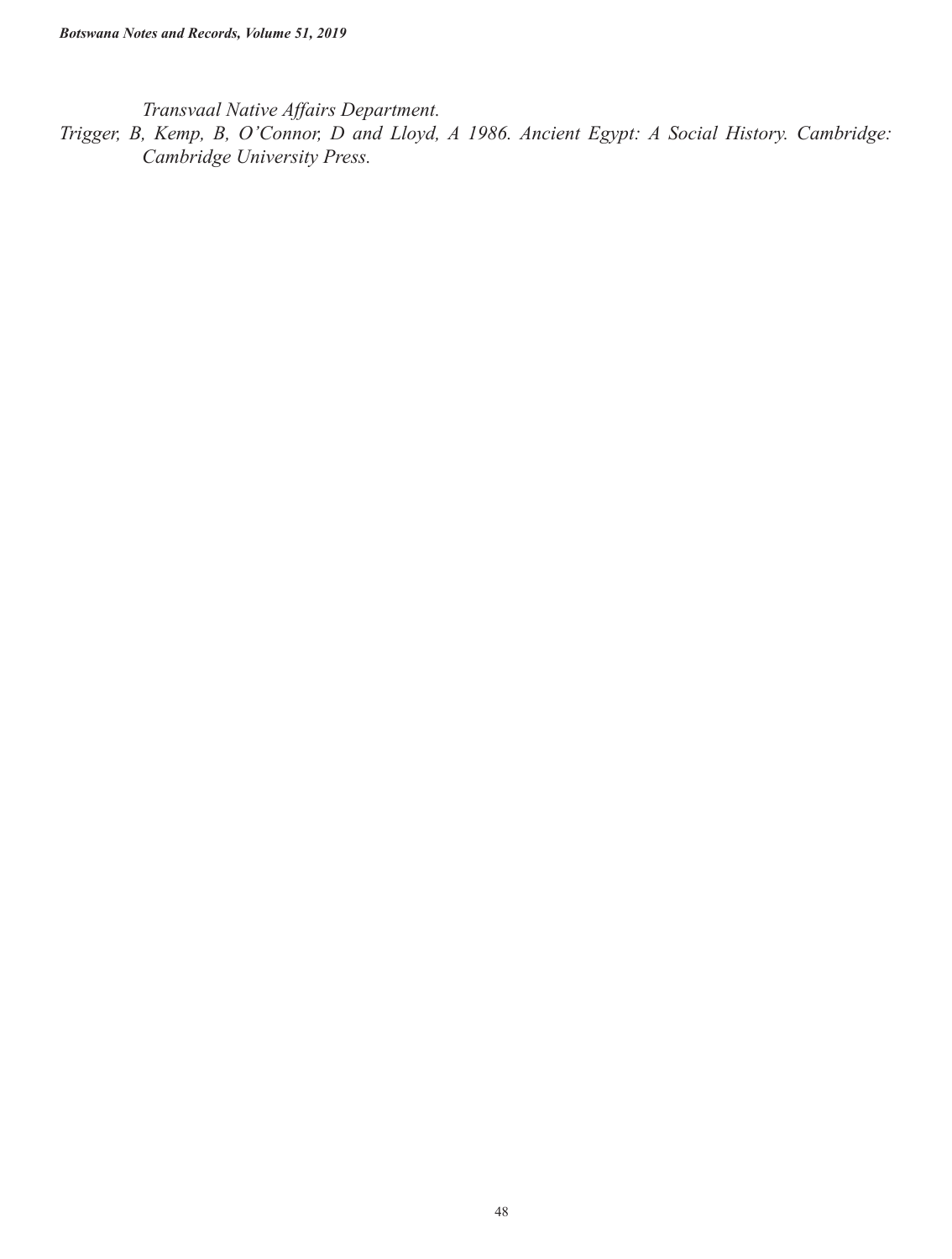*Transvaal Native Affairs Department.*

*Trigger, B, Kemp, B, O'Connor, D and Lloyd, A 1986. Ancient Egypt: A Social History. Cambridge: Cambridge University Press.*